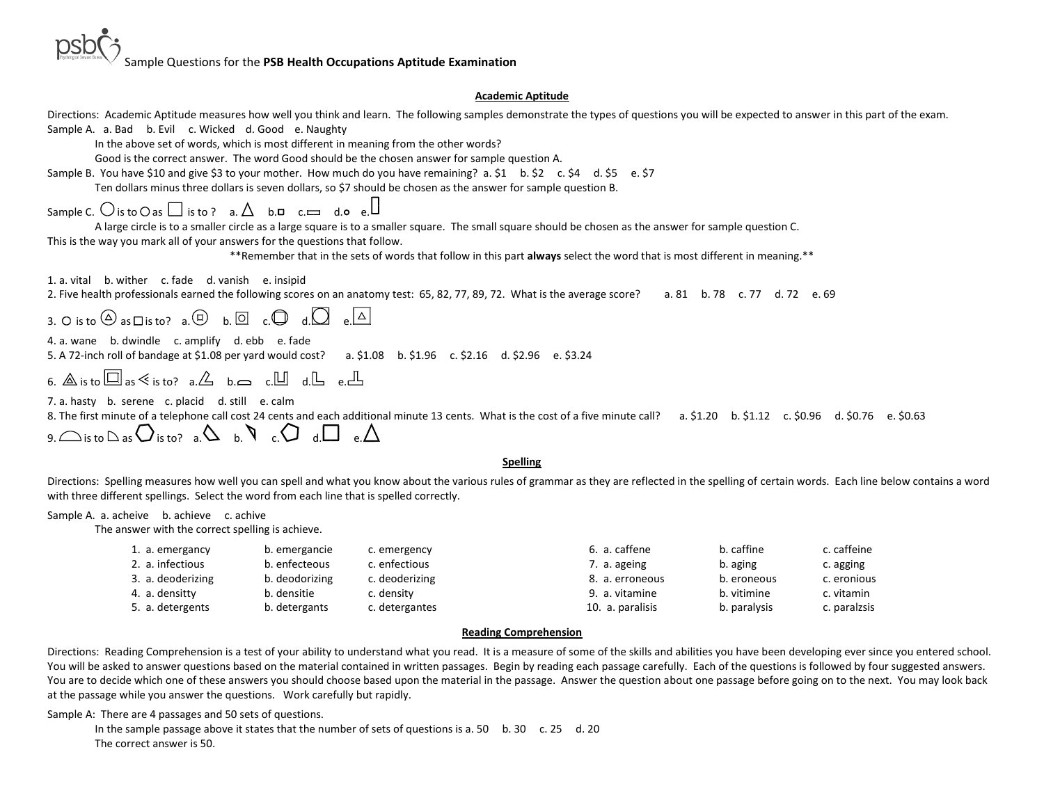psb

Sample Questions for the **PSB Health Occupations Aptitude Examination**

## Academic Aptitude

Directions: Academic Aptitude measures how well you think and learn. The following samples demonstrate the types of questions you will be expected to answer in this part of the exam.

Sample A. a. Bad b. Evil c. Wicked d. Good e. Naughty

In the above set of words, which is most different in meaning from the other words?

Good is the correct answer. The word Good should be the chosen answer for sample question A.

Sample B. You have $10 and give $3 to your mother. How much do you have remaining? a. $1 b. $2 c. $4 d. $5 e. $7

Ten dollars minus three dollars is seven dollars, so $7 should be chosen as the answer for sample question B.

Sample C. ◯ is to ○ as □ is to ? a. △ b. ▫ c. ▭ d. ○ e. ▯

A large circle is to a smaller circle as a large square is to a smaller square. The small square should be chosen as the answer for sample question C.

This is the way you mark all of your answers for the questions that follow.

**Remember that in the sets of words that follow in this part **always** select the word that is most different in meaning.**

1. a. vital b. wither c. fade d. vanish e. insipid
2. Five health professionals earned the following scores on an anatomy test: 65, 82, 77, 89, 72. What is the average score? a. 81 b. 78 c. 77 d. 72 e. 69
3. ○ is to ⓐ as □ is to? a. b. c. d. e.
4. a. wane b. dwindle c. amplify d. ebb e. fade
5. A 72-inch roll of bandage at $1.08 per yard would cost? a. $1.08 b. $1.96 c. $2.16 d. $2.96 e. $3.24
6. is to as < is to? a. b. c. d. e.
7. a. hasty b. serene c. placid d. still e. calm
8. The first minute of a telephone call cost 24 cents and each additional minute 13 cents. What is the cost of a five minute call? a. $1.20 b. $1.12 c. $0.96 d. $0.76 e. $0.63
9. is to as is to? a. b. c. d. e.

## Spelling

Directions: Spelling measures how well you can spell and what you know about the various rules of grammar as they are reflected in the spelling of certain words. Each line below contains a word with three different spellings. Select the word from each line that is spelled correctly.

Sample A. a. acheive b. achieve c. achive

The answer with the correct spelling is achieve.

1. a. emergancy b. emergancie c. emergency
2. a. infectious b. enfecteous c. enfectious
3. a. deoderizing b. deodorizing c. deoderizing
4. a. densitty b. densitie c. density
5. a. detergents b. detergants c. detergantes
6. a. caffene b. caffine c. caffeine
7. a. ageing b. aging c. agging
8. a. erroneous b. eroneous c. eronious
9. a. vitamine b. vitimine c. vitamin
10. a. paralisis b. paralysis c. paralzsis

## Reading Comprehension

Directions: Reading Comprehension is a test of your ability to understand what you read. It is a measure of some of the skills and abilities you have been developing ever since you entered school. You will be asked to answer questions based on the material contained in written passages. Begin by reading each passage carefully. Each of the questions is followed by four suggested answers. You are to decide which one of these answers you should choose based upon the material in the passage. Answer the question about one passage before going on to the next. You may look back at the passage while you answer the questions. Work carefully but rapidly.

Sample A: There are 4 passages and 50 sets of questions.

In the sample passage above it states that the number of sets of questions is a. 50 b. 30 c. 25 d. 20

The correct answer is 50.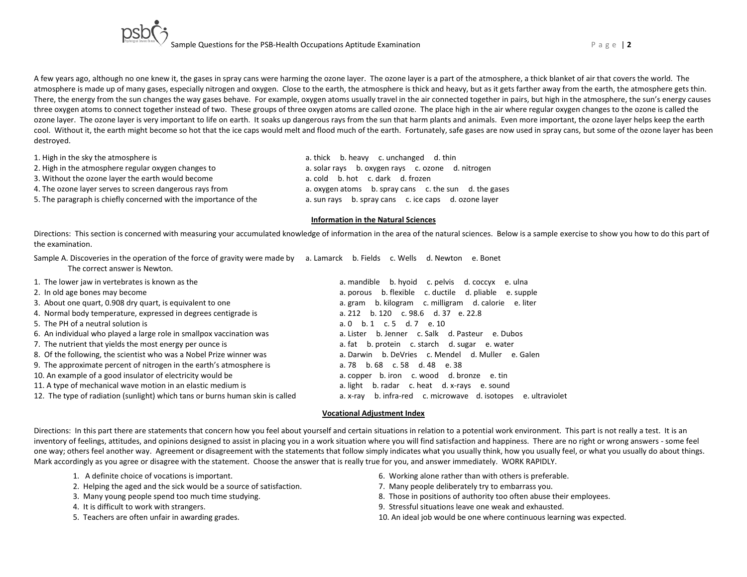A few years ago, although no one knew it, the gases in spray cans were harming the ozone layer. The ozone layer is a part of the atmosphere, a thick blanket of air that covers the world. The atmosphere is made up of many gases, especially nitrogen and oxygen. Close to the earth, the atmosphere is thick and heavy, but as it gets farther away from the earth, the atmosphere gets thin. There, the energy from the sun changes the way gases behave. For example, oxygen atoms usually travel in the air connected together in pairs, but high in the atmosphere, the sun's energy causes three oxygen atoms to connect together instead of two. These groups of three oxygen atoms are called ozone. The place high in the air where regular oxygen changes to the ozone is called the ozone layer. The ozone layer is very important to life on earth. It soaks up dangerous rays from the sun that harm plants and animals. Even more important, the ozone layer helps keep the earth cool. Without it, the earth might become so hot that the ice caps would melt and flood much of the earth. Fortunately, safe gases are now used in spray cans, but some of the ozone layer has been destroyed.

1. High in the sky the atmosphere is — a. thick b. heavy c. unchanged d. thin
2. High in the atmosphere regular oxygen changes to — a. solar rays b. oxygen rays c. ozone d. nitrogen
3. Without the ozone layer the earth would become — a. cold b. hot c. dark d. frozen
4. The ozone layer serves to screen dangerous rays from — a. oxygen atoms b. spray cans c. the sun d. the gases
5. The paragraph is chiefly concerned with the importance of the — a. sun rays b. spray cans c. ice caps d. ozone layer

## Information in the Natural Sciences

Directions: This section is concerned with measuring your accumulated knowledge of information in the area of the natural sciences. Below is a sample exercise to show you how to do this part of the examination.

Sample A. Discoveries in the operation of the force of gravity were made by — a. Lamarck b. Fields c. Wells d. Newton e. Bonet
The correct answer is Newton.

1. The lower jaw in vertebrates is known as the — a. mandible b. hyoid c. pelvis d. coccyx e. ulna
2. In old age bones may become — a. porous b. flexible c. ductile d. pliable e. supple
3. About one quart, 0.908 dry quart, is equivalent to one — a. gram b. kilogram c. milligram d. calorie e. liter
4. Normal body temperature, expressed in degrees centigrade is — a. 212 b. 120 c. 98.6 d. 37 e. 22.8
5. The PH of a neutral solution is — a. 0 b. 1 c. 5 d. 7 e. 10
6. An individual who played a large role in smallpox vaccination was — a. Lister b. Jenner c. Salk d. Pasteur e. Dubos
7. The nutrient that yields the most energy per ounce is — a. fat b. protein c. starch d. sugar e. water
8. Of the following, the scientist who was a Nobel Prize winner was — a. Darwin b. DeVries c. Mendel d. Muller e. Galen
9. The approximate percent of nitrogen in the earth's atmosphere is — a. 78 b. 68 c. 58 d. 48 e. 38
10. An example of a good insulator of electricity would be — a. copper b. iron c. wood d. bronze e. tin
11. A type of mechanical wave motion in an elastic medium is — a. light b. radar c. heat d. x-rays e. sound
12. The type of radiation (sunlight) which tans or burns human skin is called — a. x-ray b. infra-red c. microwave d. isotopes e. ultraviolet

## Vocational Adjustment Index

Directions: In this part there are statements that concern how you feel about yourself and certain situations in relation to a potential work environment. This part is not really a test. It is an inventory of feelings, attitudes, and opinions designed to assist in placing you in a work situation where you will find satisfaction and happiness. There are no right or wrong answers - some feel one way; others feel another way. Agreement or disagreement with the statements that follow simply indicates what you usually think, how you usually feel, or what you usually do about things. Mark accordingly as you agree or disagree with the statement. Choose the answer that is really true for you, and answer immediately. WORK RAPIDLY.

1. A definite choice of vocations is important.
2. Helping the aged and the sick would be a source of satisfaction.
3. Many young people spend too much time studying.
4. It is difficult to work with strangers.
5. Teachers are often unfair in awarding grades.
6. Working alone rather than with others is preferable.
7. Many people deliberately try to embarrass you.
8. Those in positions of authority too often abuse their employees.
9. Stressful situations leave one weak and exhausted.
10. An ideal job would be one where continuous learning was expected.